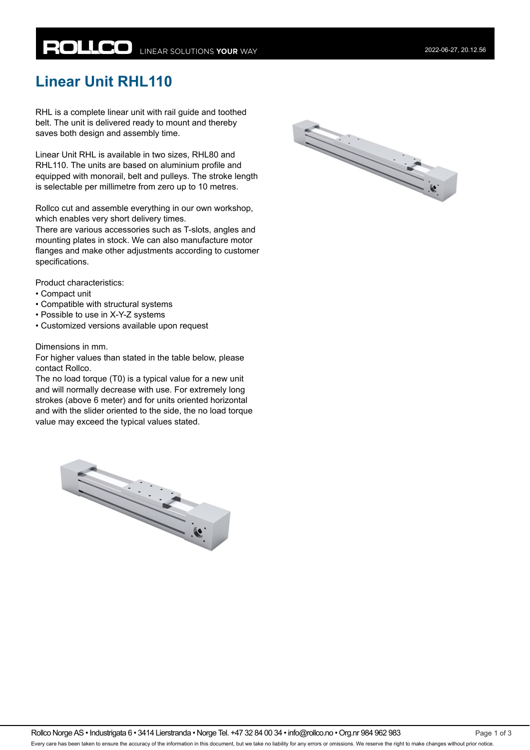# Linear Unit RHL110

RHL is a complete linear unit with rail guide and toothed belt. The unit is delivered ready to mount and thereby saves both design and assembly time.

Linear Unit RHL is available in two sizes, RHL80 and RHL110. The units are based on aluminium profile and equipped with monorail, belt and pulleys. The stroke length is selectable per millimetre from zero up to 10 metres.

Rollco cut and assemble everything in our own workshop, which enables very short delivery times.
There are various accessories such as T-slots, angles and mounting plates in stock. We can also manufacture motor flanges and make other adjustments according to customer specifications.

Product characteristics:
- Compact unit
- Compatible with structural systems
- Possible to use in X-Y-Z systems
- Customized versions available upon request

Dimensions in mm.
For higher values than stated in the table below, please contact Rollco.
The no load torque (T0) is a typical value for a new unit and will normally decrease with use. For extremely long strokes (above 6 meter) and for units oriented horizontal and with the slider oriented to the side, the no load torque value may exceed the typical values stated.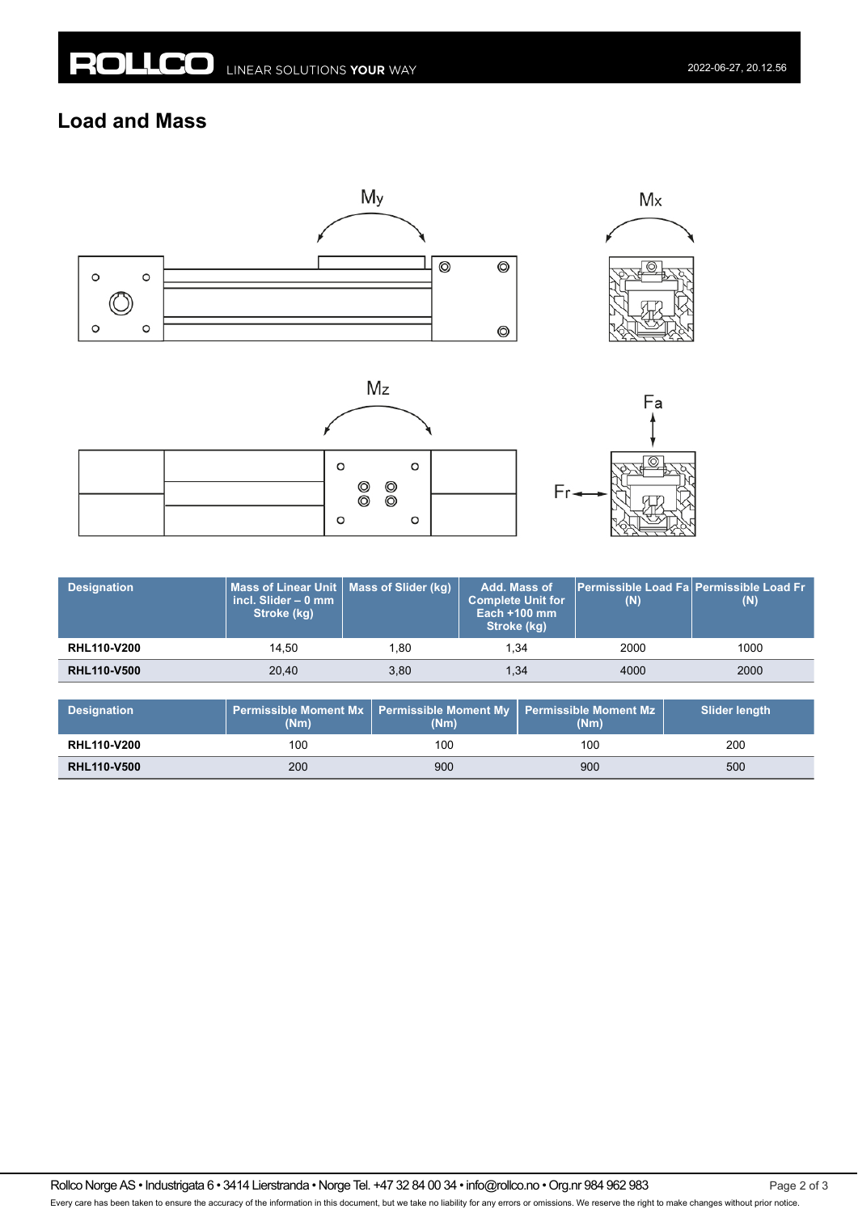## Load and Mass

| Designation | Mass of Linear Unit incl. Slider – 0 mm Stroke (kg) | Mass of Slider (kg) | Add. Mass of Complete Unit for Each +100 mm Stroke (kg) | Permissible Load Fa (N) | Permissible Load Fr (N) |
|---|---|---|---|---|---|
| **RHL110-V200** | 14,50 | 1,80 | 1,34 | 2000 | 1000 |
| **RHL110-V500** | 20,40 | 3,80 | 1,34 | 4000 | 2000 |

| Designation | Permissible Moment Mx (Nm) | Permissible Moment My (Nm) | Permissible Moment Mz (Nm) | Slider length |
|---|---|---|---|---|
| **RHL110-V200** | 100 | 100 | 100 | 200 |
| **RHL110-V500** | 200 | 900 | 900 | 500 |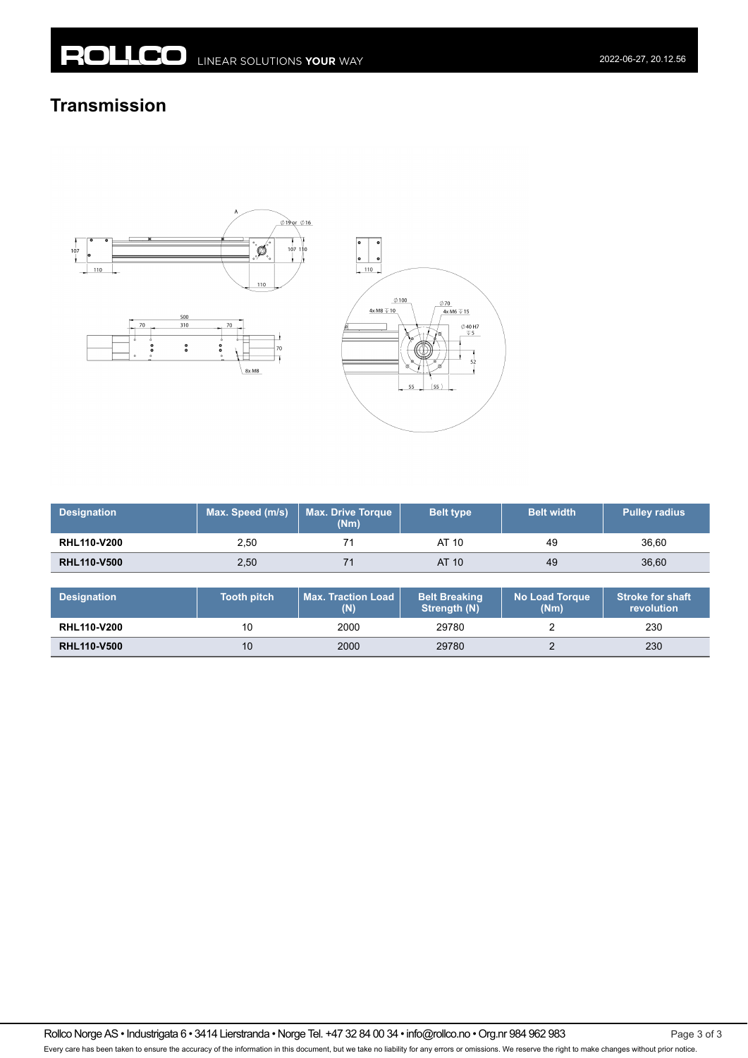## Transmission

| Designation | Max. Speed (m/s) | Max. Drive Torque (Nm) | Belt type | Belt width | Pulley radius |
|---|---|---|---|---|---|
| **RHL110-V200** | 2,50 | 71 | AT 10 | 49 | 36,60 |
| **RHL110-V500** | 2,50 | 71 | AT 10 | 49 | 36,60 |

| Designation | Tooth pitch | Max. Traction Load (N) | Belt Breaking Strength (N) | No Load Torque (Nm) | Stroke for shaft revolution |
|---|---|---|---|---|---|
| **RHL110-V200** | 10 | 2000 | 29780 | 2 | 230 |
| **RHL110-V500** | 10 | 2000 | 29780 | 2 | 230 |